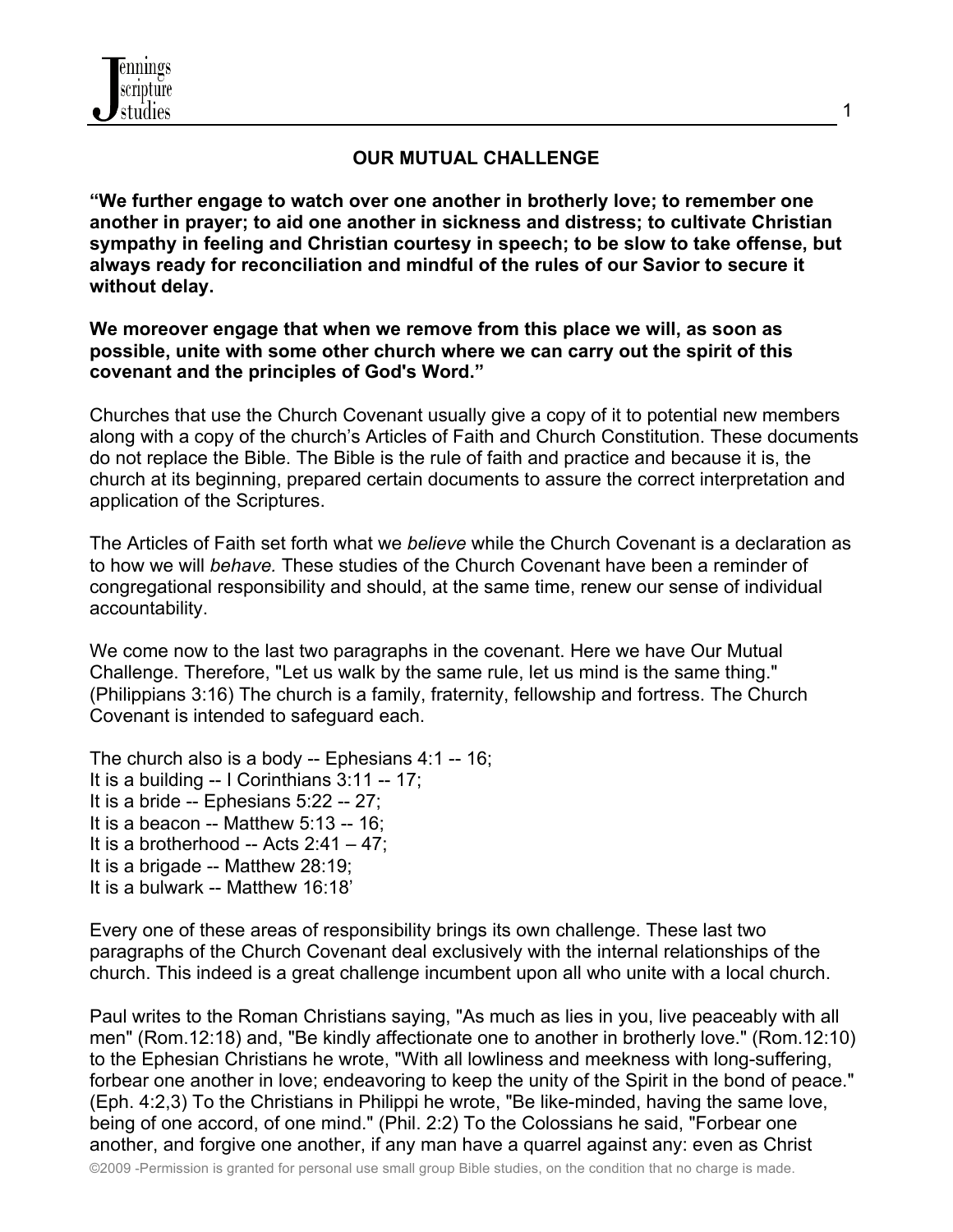## OUR MUTUAL CHALLENGE

**"We further engage to watch over one another in brotherly love; to remember one another in prayer; to aid one another in sickness and distress; to cultivate Christian sympathy in feeling and Christian courtesy in speech; to be slow to take offense, but always ready for reconciliation and mindful of the rules of our Savior to secure it without delay.**

**We moreover engage that when we remove from this place we will, as soon as possible, unite with some other church where we can carry out the spirit of this covenant and the principles of God's Word."**

Churches that use the Church Covenant usually give a copy of it to potential new members along with a copy of the church's Articles of Faith and Church Constitution. These documents do not replace the Bible. The Bible is the rule of faith and practice and because it is, the church at its beginning, prepared certain documents to assure the correct interpretation and application of the Scriptures.

The Articles of Faith set forth what we *believe* while the Church Covenant is a declaration as to how we will *behave.* These studies of the Church Covenant have been a reminder of congregational responsibility and should, at the same time, renew our sense of individual accountability.

We come now to the last two paragraphs in the covenant. Here we have Our Mutual Challenge. Therefore, "Let us walk by the same rule, let us mind is the same thing." (Philippians 3:16) The church is a family, fraternity, fellowship and fortress. The Church Covenant is intended to safeguard each.

The church also is a body -- Ephesians 4:1 -- 16;
It is a building -- I Corinthians 3:11 -- 17;
It is a bride -- Ephesians 5:22 -- 27;
It is a beacon -- Matthew 5:13 -- 16;
It is a brotherhood -- Acts 2:41 – 47;
It is a brigade -- Matthew 28:19;
It is a bulwark -- Matthew 16:18'

Every one of these areas of responsibility brings its own challenge. These last two paragraphs of the Church Covenant deal exclusively with the internal relationships of the church. This indeed is a great challenge incumbent upon all who unite with a local church.

Paul writes to the Roman Christians saying, "As much as lies in you, live peaceably with all men" (Rom.12:18) and, "Be kindly affectionate one to another in brotherly love." (Rom.12:10) to the Ephesian Christians he wrote, "With all lowliness and meekness with long-suffering, forbear one another in love; endeavoring to keep the unity of the Spirit in the bond of peace." (Eph. 4:2,3) To the Christians in Philippi he wrote, "Be like-minded, having the same love, being of one accord, of one mind." (Phil. 2:2) To the Colossians he said, "Forbear one another, and forgive one another, if any man have a quarrel against any: even as Christ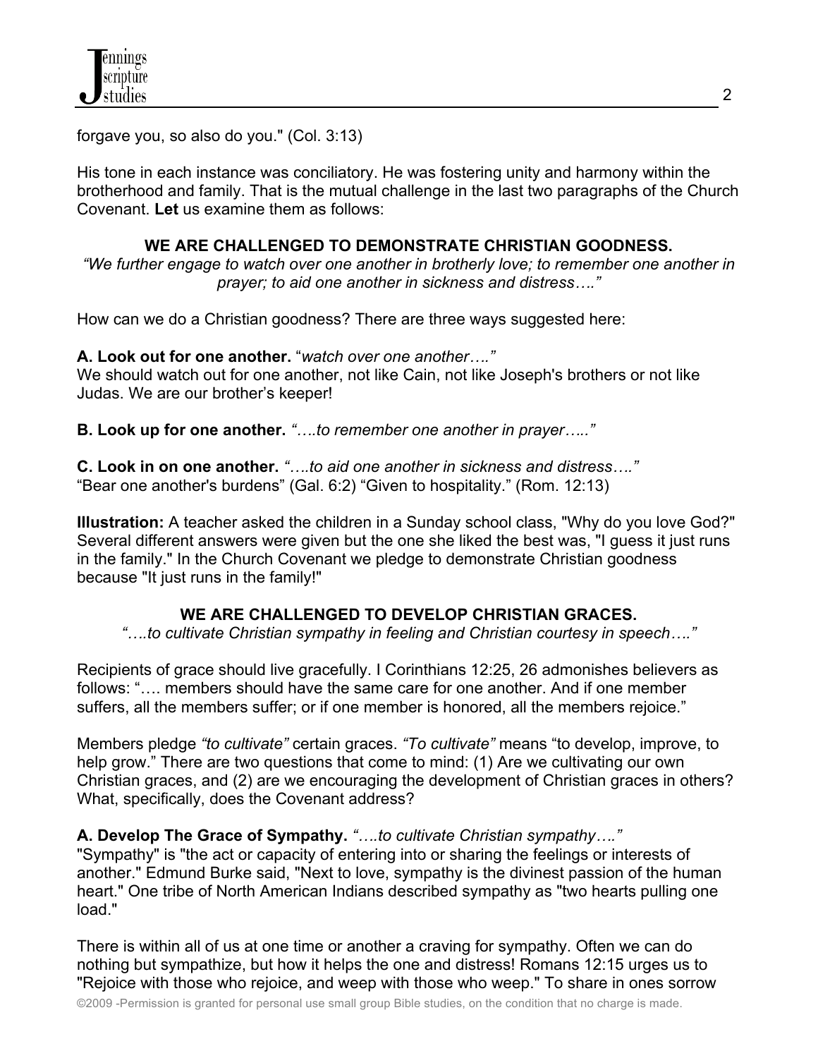forgave you, so also do you." (Col. 3:13)

His tone in each instance was conciliatory. He was fostering unity and harmony within the brotherhood and family. That is the mutual challenge in the last two paragraphs of the Church Covenant. **Let** us examine them as follows:

## WE ARE CHALLENGED TO DEMONSTRATE CHRISTIAN GOODNESS.

*"We further engage to watch over one another in brotherly love; to remember one another in prayer; to aid one another in sickness and distress…."*

How can we do a Christian goodness? There are three ways suggested here:

**A. Look out for one another.** "*watch over one another…."*
We should watch out for one another, not like Cain, not like Joseph's brothers or not like Judas. We are our brother's keeper!

**B. Look up for one another.** *"….to remember one another in prayer….."*

**C. Look in on one another.** *"….to aid one another in sickness and distress…."*
"Bear one another's burdens" (Gal. 6:2) "Given to hospitality." (Rom. 12:13)

**Illustration:** A teacher asked the children in a Sunday school class, "Why do you love God?" Several different answers were given but the one she liked the best was, "I guess it just runs in the family." In the Church Covenant we pledge to demonstrate Christian goodness because "It just runs in the family!"

## WE ARE CHALLENGED TO DEVELOP CHRISTIAN GRACES.

*"….to cultivate Christian sympathy in feeling and Christian courtesy in speech…."*

Recipients of grace should live gracefully. I Corinthians 12:25, 26 admonishes believers as follows: "…. members should have the same care for one another. And if one member suffers, all the members suffer; or if one member is honored, all the members rejoice."

Members pledge *"to cultivate"* certain graces. *"To cultivate"* means "to develop, improve, to help grow." There are two questions that come to mind: (1) Are we cultivating our own Christian graces, and (2) are we encouraging the development of Christian graces in others? What, specifically, does the Covenant address?

**A. Develop The Grace of Sympathy.** *"….to cultivate Christian sympathy…."*
"Sympathy" is "the act or capacity of entering into or sharing the feelings or interests of another." Edmund Burke said, "Next to love, sympathy is the divinest passion of the human heart." One tribe of North American Indians described sympathy as "two hearts pulling one load."

There is within all of us at one time or another a craving for sympathy. Often we can do nothing but sympathize, but how it helps the one and distress! Romans 12:15 urges us to "Rejoice with those who rejoice, and weep with those who weep." To share in ones sorrow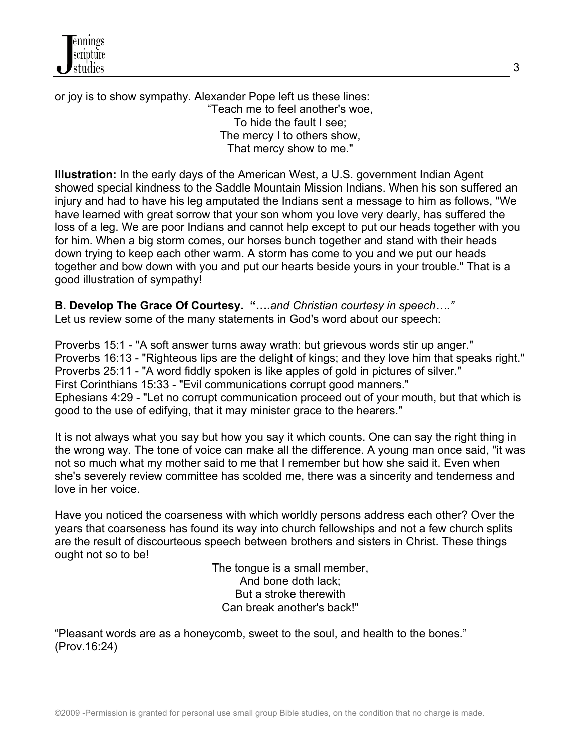or joy is to show sympathy. Alexander Pope left us these lines:

"Teach me to feel another's woe,
To hide the fault I see;
The mercy I to others show,
That mercy show to me."

**Illustration:** In the early days of the American West, a U.S. government Indian Agent showed special kindness to the Saddle Mountain Mission Indians. When his son suffered an injury and had to have his leg amputated the Indians sent a message to him as follows, "We have learned with great sorrow that your son whom you love very dearly, has suffered the loss of a leg. We are poor Indians and cannot help except to put our heads together with you for him. When a big storm comes, our horses bunch together and stand with their heads down trying to keep each other warm. A storm has come to you and we put our heads together and bow down with you and put our hearts beside yours in your trouble." That is a good illustration of sympathy!

**B. Develop The Grace Of Courtesy. "….***and Christian courtesy in speech…."*
Let us review some of the many statements in God's word about our speech:

Proverbs 15:1 - "A soft answer turns away wrath: but grievous words stir up anger."
Proverbs 16:13 - "Righteous lips are the delight of kings; and they love him that speaks right."
Proverbs 25:11 - "A word fiddly spoken is like apples of gold in pictures of silver."
First Corinthians 15:33 - "Evil communications corrupt good manners."
Ephesians 4:29 - "Let no corrupt communication proceed out of your mouth, but that which is good to the use of edifying, that it may minister grace to the hearers."

It is not always what you say but how you say it which counts. One can say the right thing in the wrong way. The tone of voice can make all the difference. A young man once said, "it was not so much what my mother said to me that I remember but how she said it. Even when she's severely review committee has scolded me, there was a sincerity and tenderness and love in her voice.

Have you noticed the coarseness with which worldly persons address each other? Over the years that coarseness has found its way into church fellowships and not a few church splits are the result of discourteous speech between brothers and sisters in Christ. These things ought not so to be!

The tongue is a small member,
And bone doth lack;
But a stroke therewith
Can break another's back!"

"Pleasant words are as a honeycomb, sweet to the soul, and health to the bones." (Prov.16:24)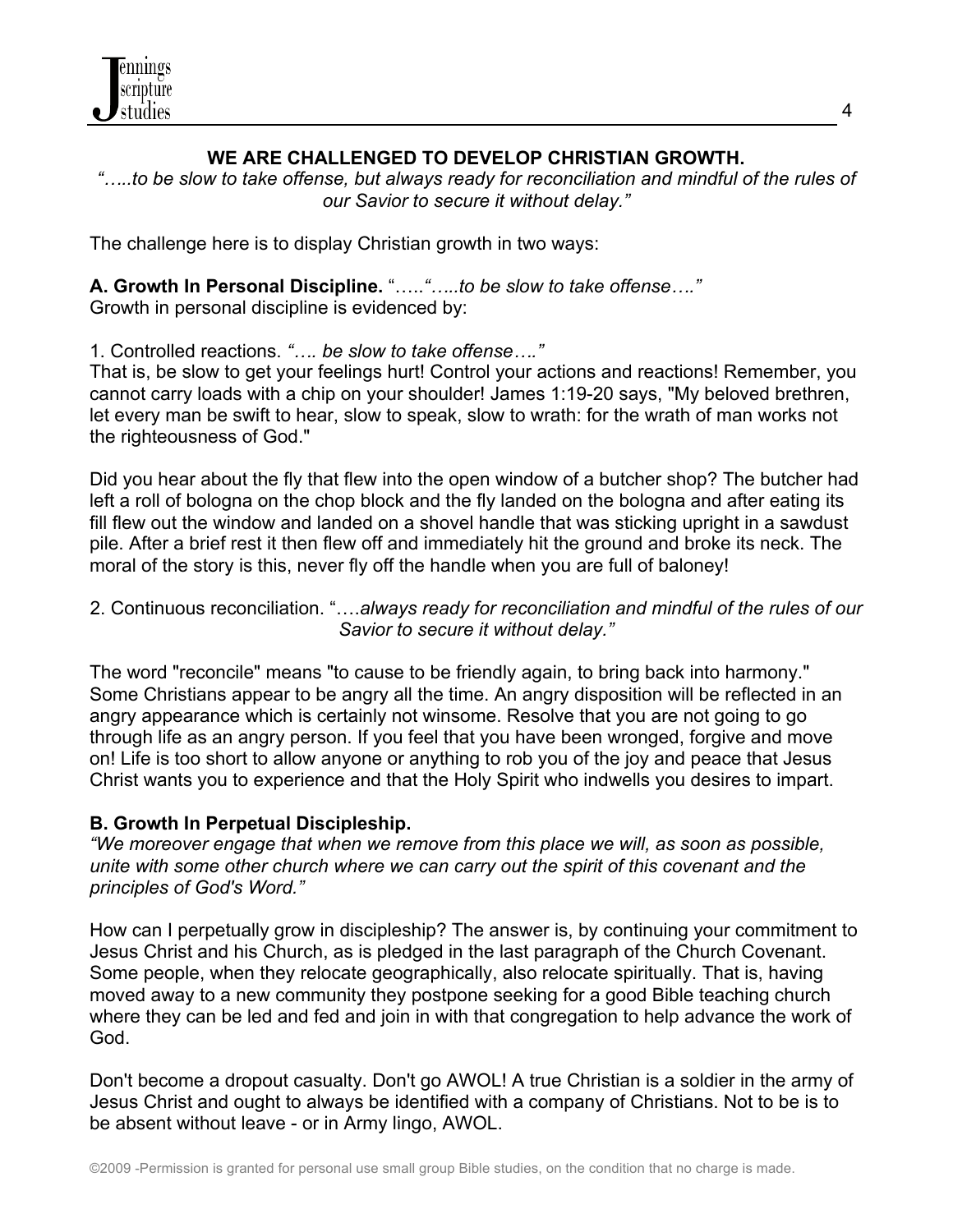## WE ARE CHALLENGED TO DEVELOP CHRISTIAN GROWTH.

*"…..to be slow to take offense, but always ready for reconciliation and mindful of the rules of our Savior to secure it without delay."*

The challenge here is to display Christian growth in two ways:

**A. Growth In Personal Discipline.** "…..*"…..to be slow to take offense…."*
Growth in personal discipline is evidenced by:

1. Controlled reactions. *"…. be slow to take offense…."*
That is, be slow to get your feelings hurt! Control your actions and reactions! Remember, you cannot carry loads with a chip on your shoulder! James 1:19-20 says, "My beloved brethren, let every man be swift to hear, slow to speak, slow to wrath: for the wrath of man works not the righteousness of God."

Did you hear about the fly that flew into the open window of a butcher shop? The butcher had left a roll of bologna on the chop block and the fly landed on the bologna and after eating its fill flew out the window and landed on a shovel handle that was sticking upright in a sawdust pile. After a brief rest it then flew off and immediately hit the ground and broke its neck. The moral of the story is this, never fly off the handle when you are full of baloney!

2. Continuous reconciliation. "….*always ready for reconciliation and mindful of the rules of our Savior to secure it without delay."*

The word "reconcile" means "to cause to be friendly again, to bring back into harmony." Some Christians appear to be angry all the time. An angry disposition will be reflected in an angry appearance which is certainly not winsome. Resolve that you are not going to go through life as an angry person. If you feel that you have been wronged, forgive and move on! Life is too short to allow anyone or anything to rob you of the joy and peace that Jesus Christ wants you to experience and that the Holy Spirit who indwells you desires to impart.

**B. Growth In Perpetual Discipleship.**
*"We moreover engage that when we remove from this place we will, as soon as possible, unite with some other church where we can carry out the spirit of this covenant and the principles of God's Word."*

How can I perpetually grow in discipleship? The answer is, by continuing your commitment to Jesus Christ and his Church, as is pledged in the last paragraph of the Church Covenant. Some people, when they relocate geographically, also relocate spiritually. That is, having moved away to a new community they postpone seeking for a good Bible teaching church where they can be led and fed and join in with that congregation to help advance the work of God.

Don't become a dropout casualty. Don't go AWOL! A true Christian is a soldier in the army of Jesus Christ and ought to always be identified with a company of Christians. Not to be is to be absent without leave - or in Army lingo, AWOL.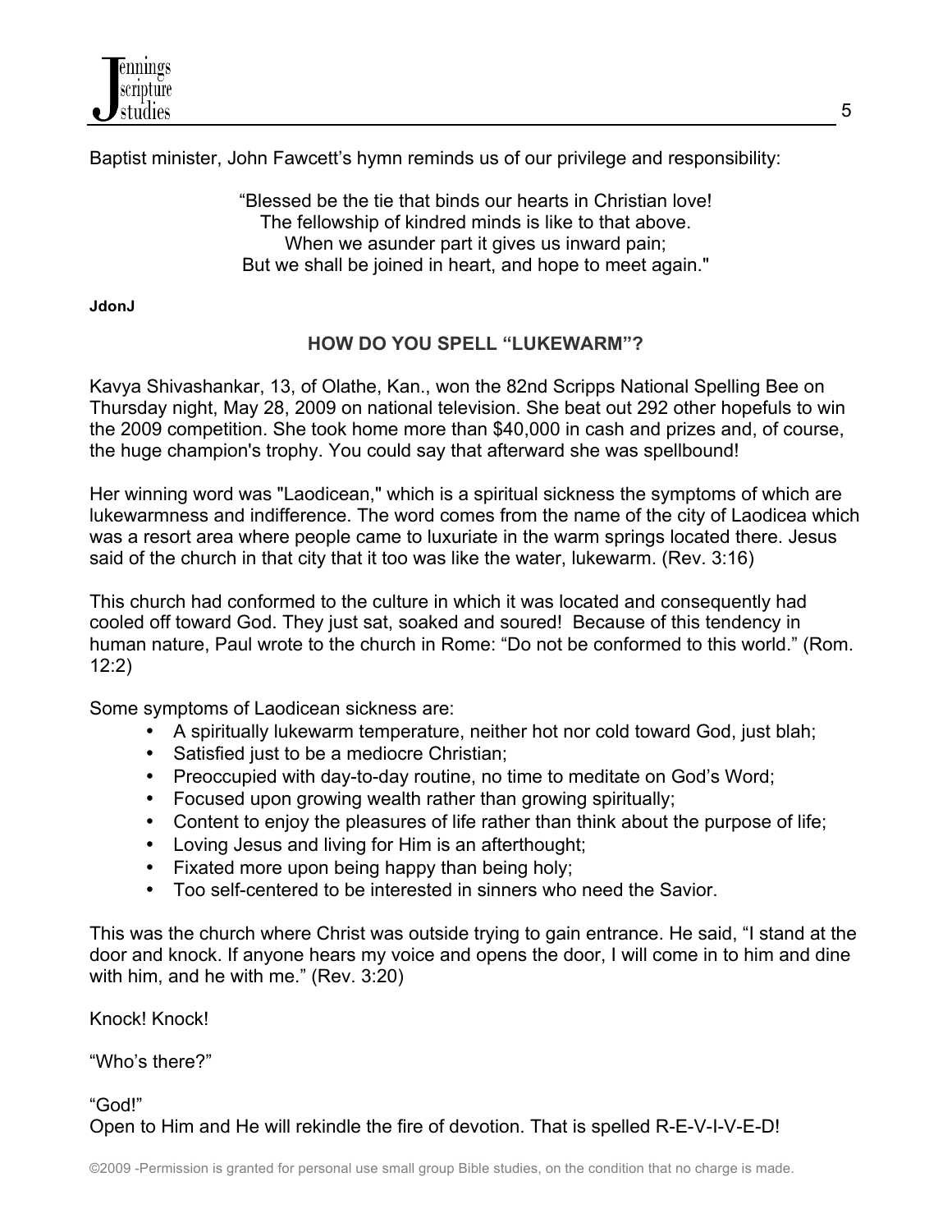Baptist minister, John Fawcett's hymn reminds us of our privilege and responsibility:

"Blessed be the tie that binds our hearts in Christian love!  
The fellowship of kindred minds is like to that above.  
When we asunder part it gives us inward pain;  
But we shall be joined in heart, and hope to meet again."

**JdonJ**

## HOW DO YOU SPELL "LUKEWARM"?

Kavya Shivashankar, 13, of Olathe, Kan., won the 82nd Scripps National Spelling Bee on Thursday night, May 28, 2009 on national television. She beat out 292 other hopefuls to win the 2009 competition. She took home more than $40,000 in cash and prizes and, of course, the huge champion's trophy. You could say that afterward she was spellbound!

Her winning word was "Laodicean," which is a spiritual sickness the symptoms of which are lukewarmness and indifference. The word comes from the name of the city of Laodicea which was a resort area where people came to luxuriate in the warm springs located there. Jesus said of the church in that city that it too was like the water, lukewarm. (Rev. 3:16)

This church had conformed to the culture in which it was located and consequently had cooled off toward God. They just sat, soaked and soured! Because of this tendency in human nature, Paul wrote to the church in Rome: "Do not be conformed to this world." (Rom. 12:2)

Some symptoms of Laodicean sickness are:

- A spiritually lukewarm temperature, neither hot nor cold toward God, just blah;
- Satisfied just to be a mediocre Christian;
- Preoccupied with day-to-day routine, no time to meditate on God's Word;
- Focused upon growing wealth rather than growing spiritually;
- Content to enjoy the pleasures of life rather than think about the purpose of life;
- Loving Jesus and living for Him is an afterthought;
- Fixated more upon being happy than being holy;
- Too self-centered to be interested in sinners who need the Savior.

This was the church where Christ was outside trying to gain entrance. He said, "I stand at the door and knock. If anyone hears my voice and opens the door, I will come in to him and dine with him, and he with me." (Rev. 3:20)

Knock! Knock!

"Who's there?"

"God!"  
Open to Him and He will rekindle the fire of devotion. That is spelled R-E-V-I-V-E-D!

©2009 -Permission is granted for personal use small group Bible studies, on the condition that no charge is made.